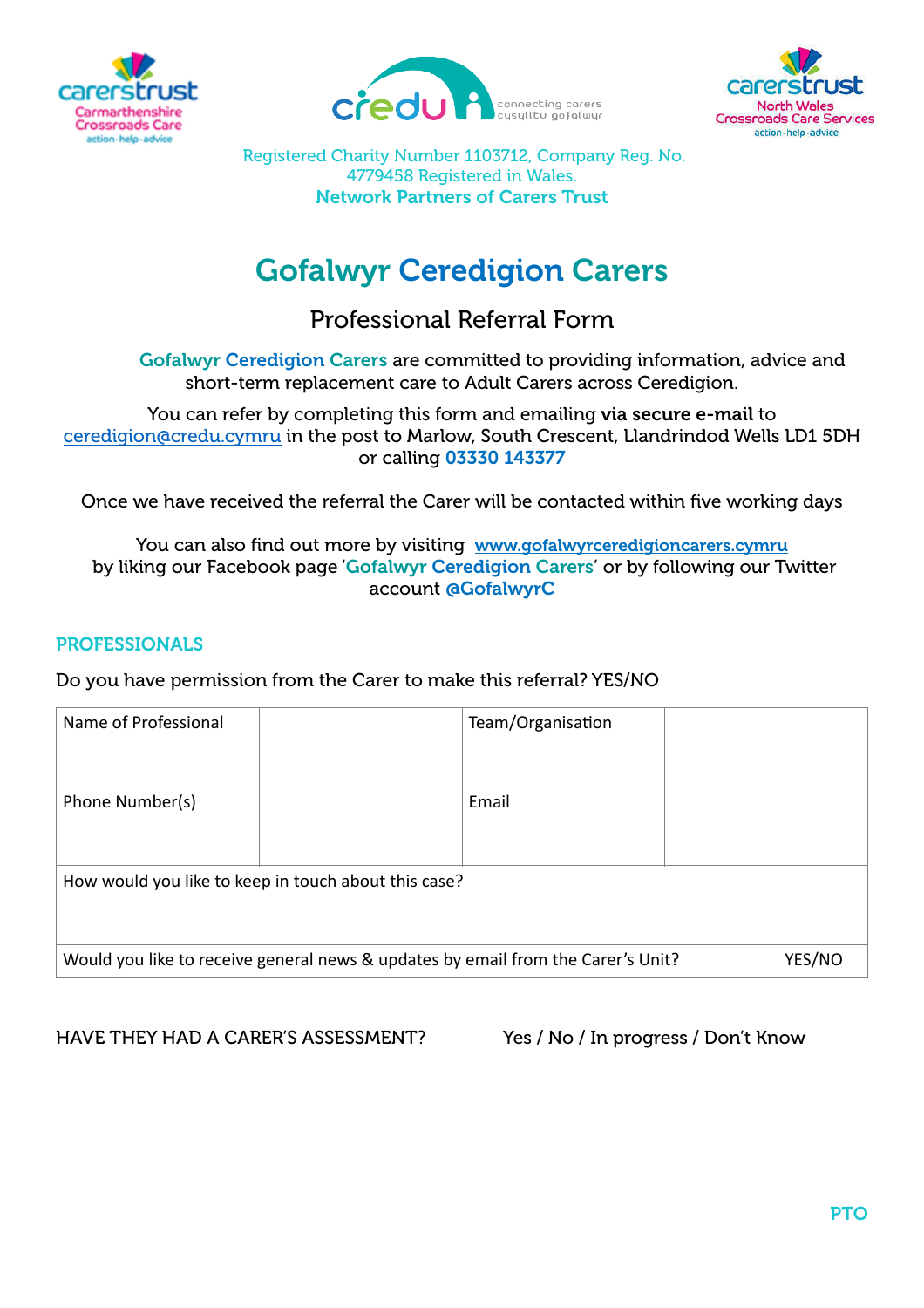carerstrust Carmarthenshire Crossroads Care action·help·advice

credu connecting carers cysylltu gofalwyr

carerstrust North Wales Crossroads Care Services action·help·advice

Registered Charity Number 1103712, Company Reg. No. 4779458 Registered in Wales.

**Network Partners of Carers Trust**

# Gofalwyr Ceredigion Carers

## Professional Referral Form

**Gofalwyr Ceredigion Carers** are committed to providing information, advice and short-term replacement care to Adult Carers across Ceredigion.

You can refer by completing this form and emailing **via secure e-mail** to ceredigion@credu.cymru in the post to Marlow, South Crescent, Llandrindod Wells LD1 5DH or calling **03330 143377**

Once we have received the referral the Carer will be contacted within five working days

You can also find out more by visiting **www.gofalwyrceredigioncarers.cymru** by liking our Facebook page '**Gofalwyr Ceredigion Carers**' or by following our Twitter account **@GofalwyrC**

### PROFESSIONALS

Do you have permission from the Carer to make this referral? YES/NO

| Name of Professional | | Team/Organisation | |
|---|---|---|---|
| Phone Number(s) | | Email | |
| How would you like to keep in touch about this case? | | | |
| Would you like to receive general news & updates by email from the Carer's Unit? | | | YES/NO |

HAVE THEY HAD A CARER'S ASSESSMENT? Yes / No / In progress / Don't Know

PTO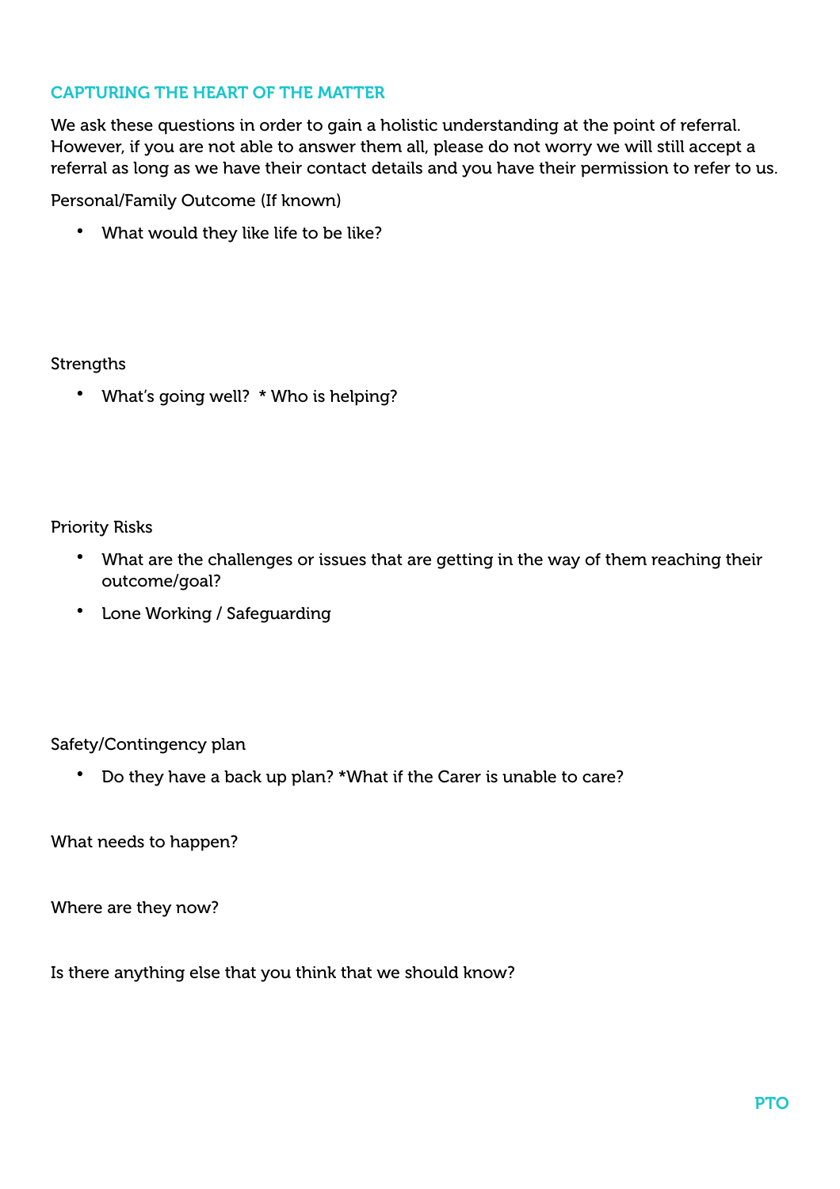## CAPTURING THE HEART OF THE MATTER

We ask these questions in order to gain a holistic understanding at the point of referral. However, if you are not able to answer them all, please do not worry we will still accept a referral as long as we have their contact details and you have their permission to refer to us.

Personal/Family Outcome (If known)

- What would they like life to be like?

Strengths

- What's going well? * Who is helping?

Priority Risks

- What are the challenges or issues that are getting in the way of them reaching their outcome/goal?
- Lone Working / Safeguarding

Safety/Contingency plan

- Do they have a back up plan? *What if the Carer is unable to care?

What needs to happen?

Where are they now?

Is there anything else that you think that we should know?

PTO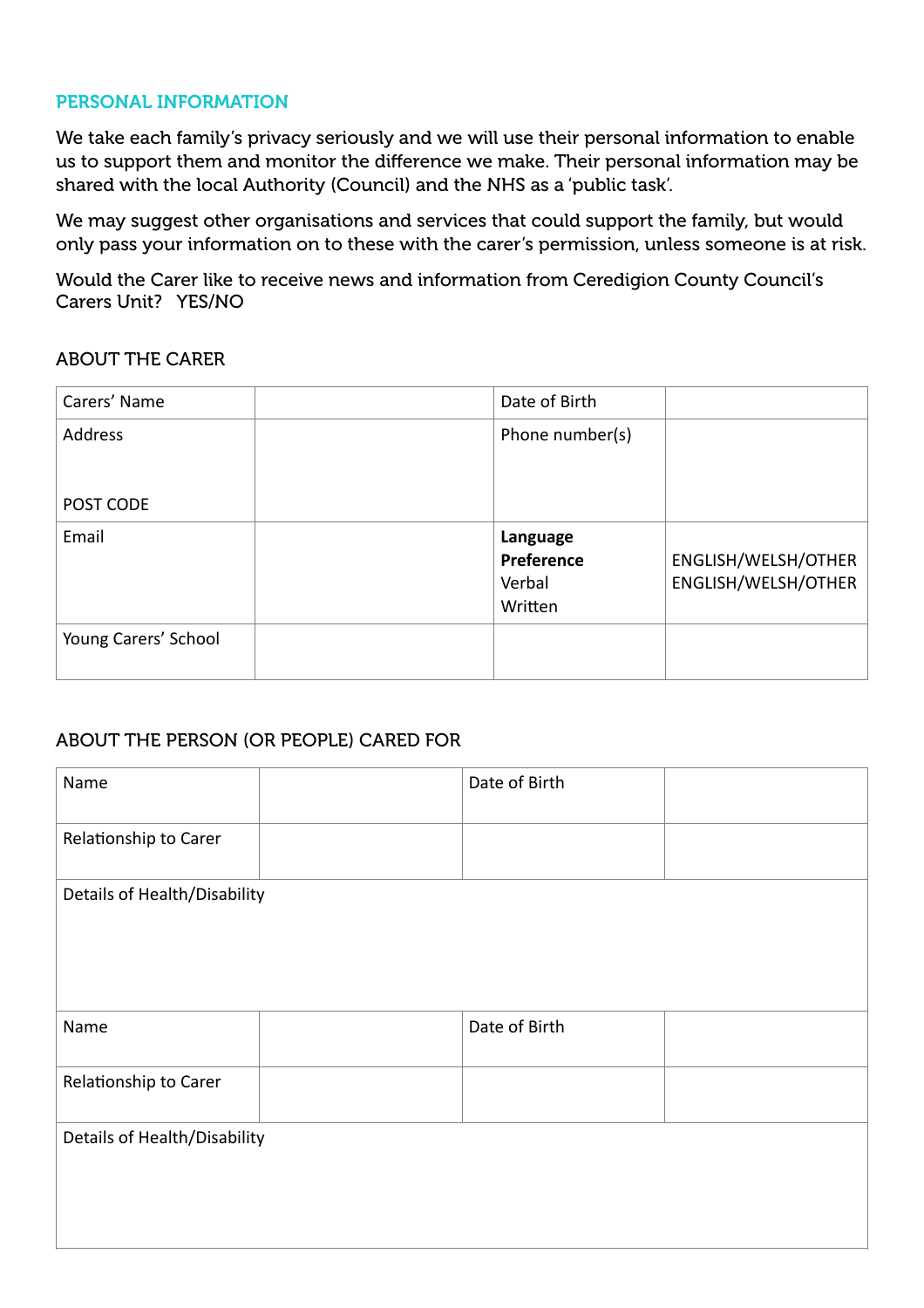## PERSONAL INFORMATION

We take each family's privacy seriously and we will use their personal information to enable us to support them and monitor the difference we make. Their personal information may be shared with the local Authority (Council) and the NHS as a 'public task'.

We may suggest other organisations and services that could support the family, but would only pass your information on to these with the carer's permission, unless someone is at risk.

Would the Carer like to receive news and information from Ceredigion County Council's Carers Unit? YES/NO

### ABOUT THE CARER

| Carers' Name | | Date of Birth | |
|---|---|---|---|
| Address<br><br>POST CODE | | Phone number(s) | |
| Email | | **Language Preference**<br>Verbal<br>Written | ENGLISH/WELSH/OTHER<br>ENGLISH/WELSH/OTHER |
| Young Carers' School | | | |

### ABOUT THE PERSON (OR PEOPLE) CARED FOR

| Name | | Date of Birth | |
|---|---|---|---|
| Relationship to Carer | | | |
| Details of Health/Disability | | | |

| Name | | Date of Birth | |
|---|---|---|---|
| Relationship to Carer | | | |
| Details of Health/Disability | | | |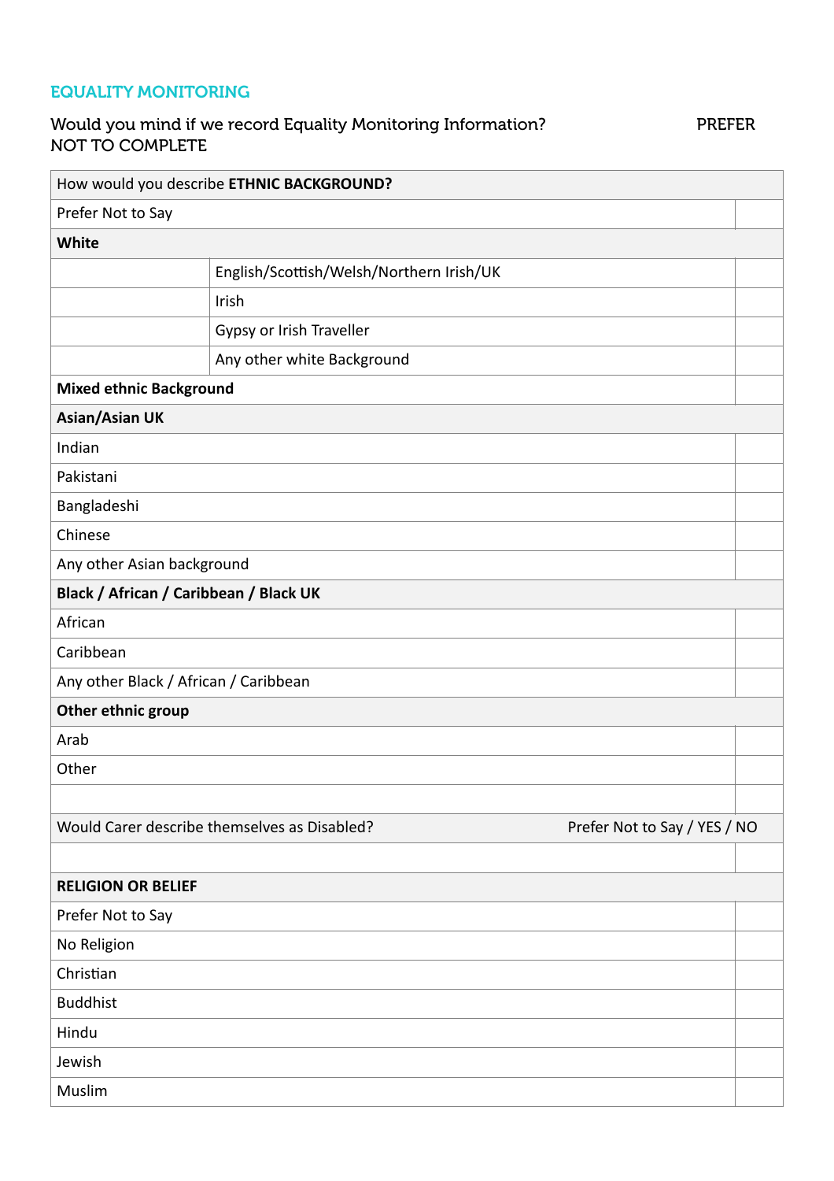## EQUALITY MONITORING

Would you mind if we record Equality Monitoring Information? PREFER NOT TO COMPLETE

| How would you describe **ETHNIC BACKGROUND?** | | |
|---|---|---|
| Prefer Not to Say | | |
| **White** | | |
| | English/Scottish/Welsh/Northern Irish/UK | |
| | Irish | |
| | Gypsy or Irish Traveller | |
| | Any other white Background | |
| **Mixed ethnic Background** | | |
| **Asian/Asian UK** | | |
| Indian | | |
| Pakistani | | |
| Bangladeshi | | |
| Chinese | | |
| Any other Asian background | | |
| **Black / African / Caribbean / Black UK** | | |
| African | | |
| Caribbean | | |
| Any other Black / African / Caribbean | | |
| **Other ethnic group** | | |
| Arab | | |
| Other | | |
| | | |
| Would Carer describe themselves as Disabled? | Prefer Not to Say / YES / NO | |
| | | |
| **RELIGION OR BELIEF** | | |
| Prefer Not to Say | | |
| No Religion | | |
| Christian | | |
| Buddhist | | |
| Hindu | | |
| Jewish | | |
| Muslim | | |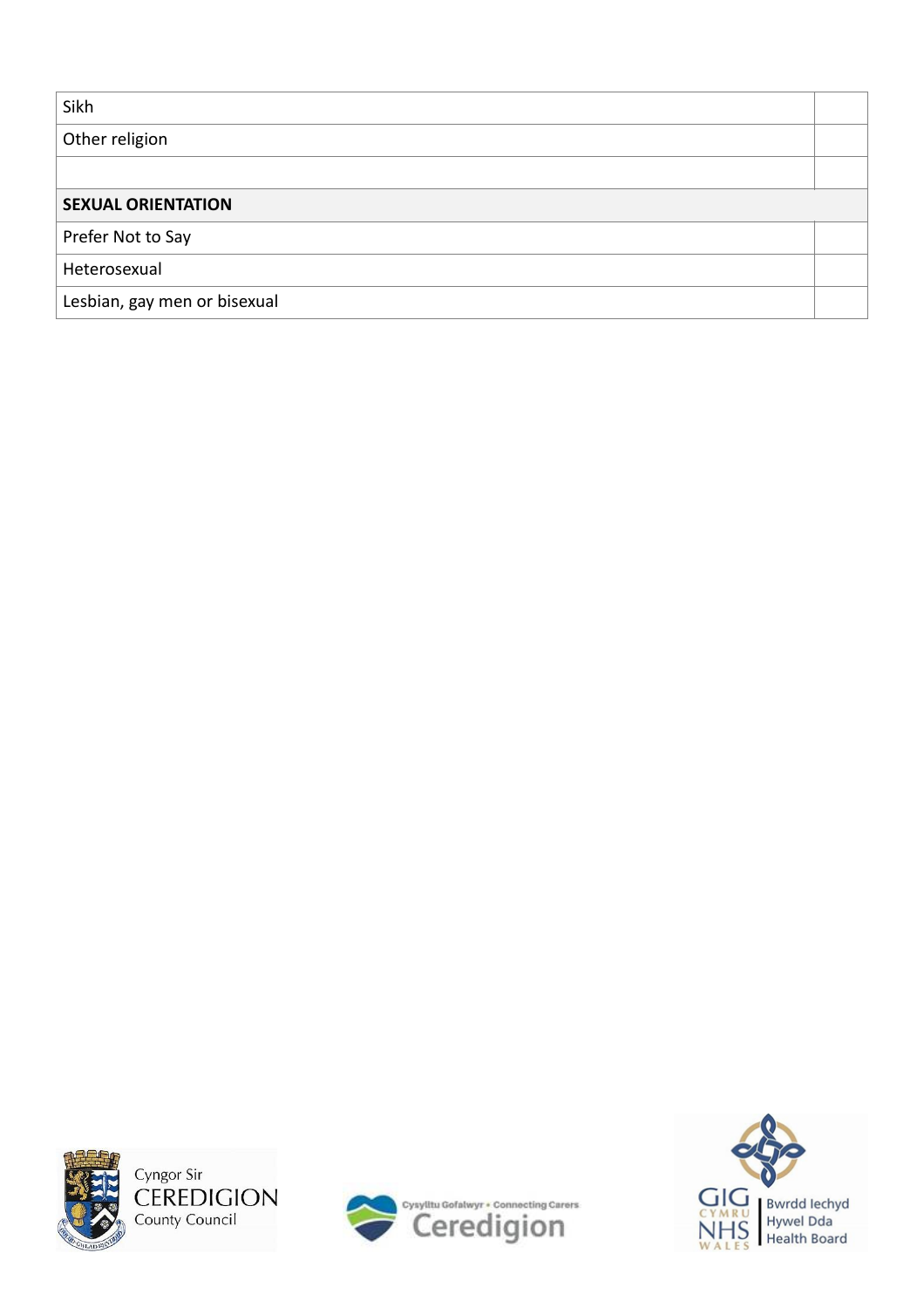| | |
|---|---|
| Sikh | |
| Other religion | |
| | |
| **SEXUAL ORIENTATION** | |
| Prefer Not to Say | |
| Heterosexual | |
| Lesbian, gay men or bisexual | |